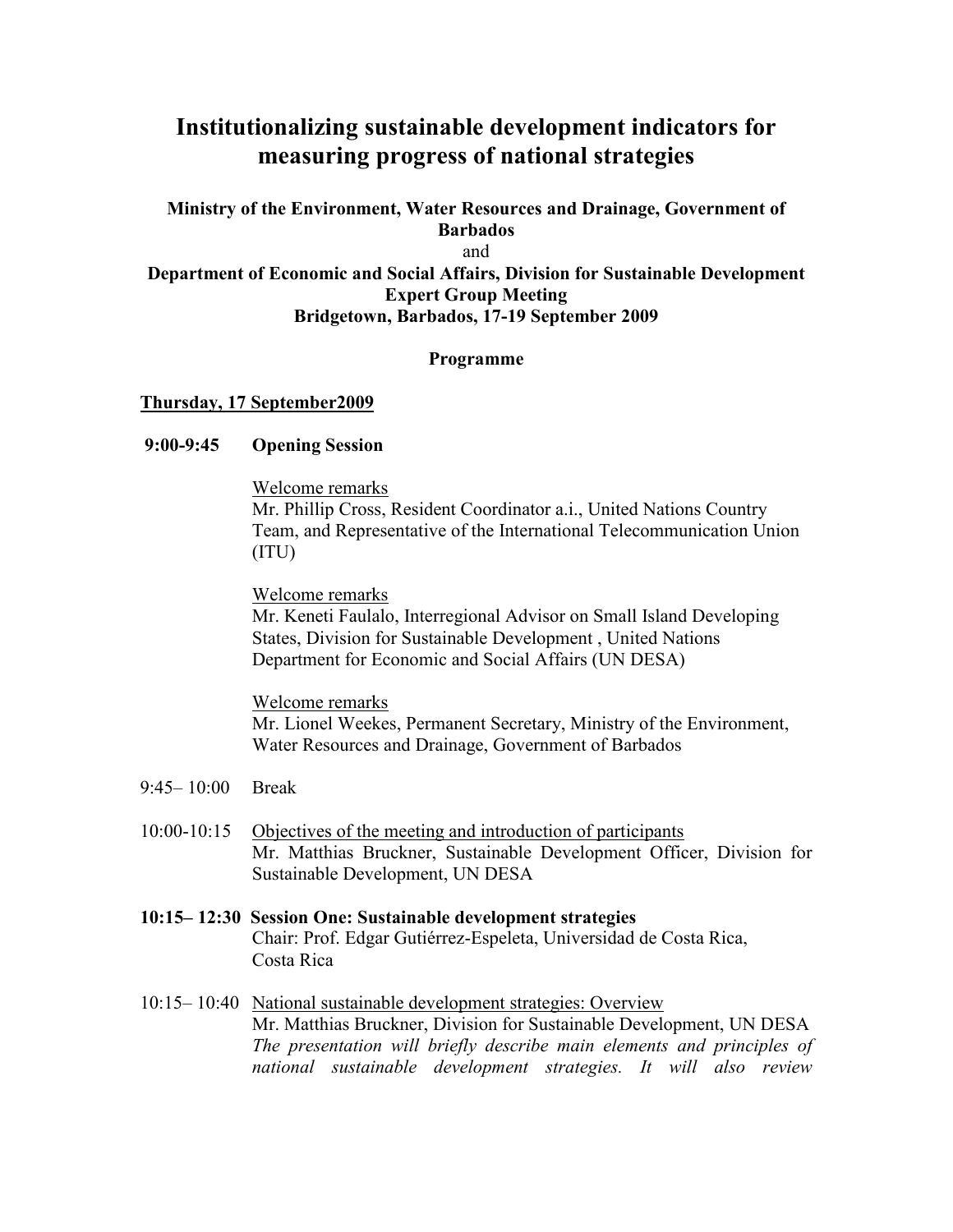# Institutionalizing sustainable development indicators for measuring progress of national strategies

**Ministry of the Environment, Water Resources and Drainage, Government of Barbados**
and
**Department of Economic and Social Affairs, Division for Sustainable Development**
**Expert Group Meeting**
**Bridgetown, Barbados, 17-19 September 2009**

**Programme**

**Thursday, 17 September2009**

**9:00-9:45 Opening Session**

Welcome remarks
Mr. Phillip Cross, Resident Coordinator a.i., United Nations Country Team, and Representative of the International Telecommunication Union (ITU)

Welcome remarks
Mr. Keneti Faulalo, Interregional Advisor on Small Island Developing States, Division for Sustainable Development , United Nations Department for Economic and Social Affairs (UN DESA)

Welcome remarks
Mr. Lionel Weekes, Permanent Secretary, Ministry of the Environment, Water Resources and Drainage, Government of Barbados

9:45– 10:00 Break

10:00-10:15 Objectives of the meeting and introduction of participants
Mr. Matthias Bruckner, Sustainable Development Officer, Division for Sustainable Development, UN DESA

**10:15– 12:30 Session One: Sustainable development strategies**
Chair: Prof. Edgar Gutiérrez-Espeleta, Universidad de Costa Rica, Costa Rica

10:15– 10:40 National sustainable development strategies: Overview
Mr. Matthias Bruckner, Division for Sustainable Development, UN DESA
*The presentation will briefly describe main elements and principles of national sustainable development strategies. It will also review*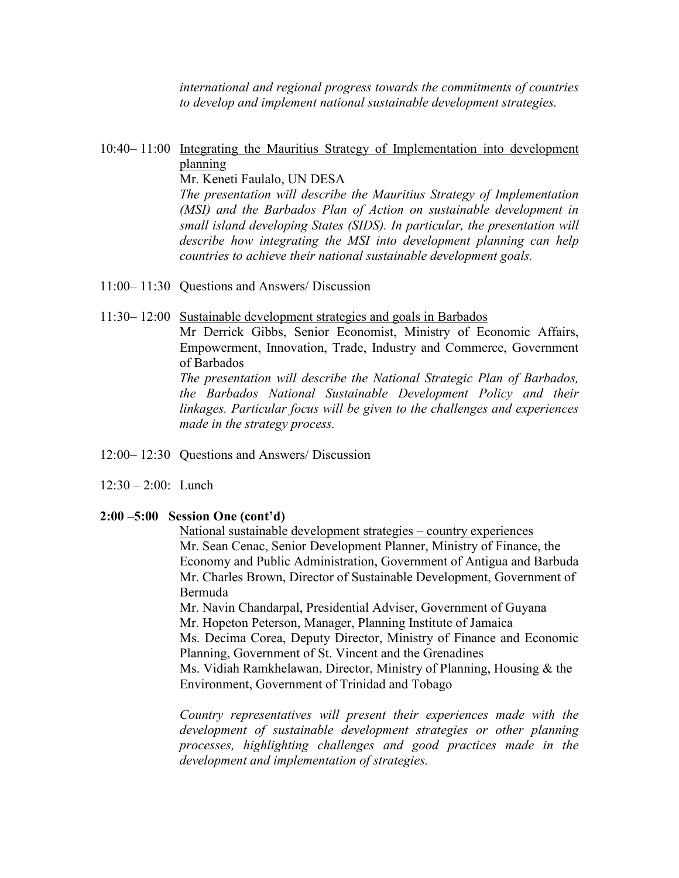*international and regional progress towards the commitments of countries to develop and implement national sustainable development strategies.*

10:40– 11:00 Integrating the Mauritius Strategy of Implementation into development planning
Mr. Keneti Faulalo, UN DESA
*The presentation will describe the Mauritius Strategy of Implementation (MSI) and the Barbados Plan of Action on sustainable development in small island developing States (SIDS). In particular, the presentation will describe how integrating the MSI into development planning can help countries to achieve their national sustainable development goals.*

11:00– 11:30 Questions and Answers/ Discussion

11:30– 12:00 Sustainable development strategies and goals in Barbados
Mr Derrick Gibbs, Senior Economist, Ministry of Economic Affairs, Empowerment, Innovation, Trade, Industry and Commerce, Government of Barbados
*The presentation will describe the National Strategic Plan of Barbados, the Barbados National Sustainable Development Policy and their linkages. Particular focus will be given to the challenges and experiences made in the strategy process.*

12:00– 12:30 Questions and Answers/ Discussion

12:30 – 2:00: Lunch

**2:00 –5:00 Session One (cont'd)**

National sustainable development strategies – country experiences
Mr. Sean Cenac, Senior Development Planner, Ministry of Finance, the Economy and Public Administration, Government of Antigua and Barbuda
Mr. Charles Brown, Director of Sustainable Development, Government of Bermuda
Mr. Navin Chandarpal, Presidential Adviser, Government of Guyana
Mr. Hopeton Peterson, Manager, Planning Institute of Jamaica
Ms. Decima Corea, Deputy Director, Ministry of Finance and Economic Planning, Government of St. Vincent and the Grenadines
Ms. Vidiah Ramkhelawan, Director, Ministry of Planning, Housing & the Environment, Government of Trinidad and Tobago

*Country representatives will present their experiences made with the development of sustainable development strategies or other planning processes, highlighting challenges and good practices made in the development and implementation of strategies.*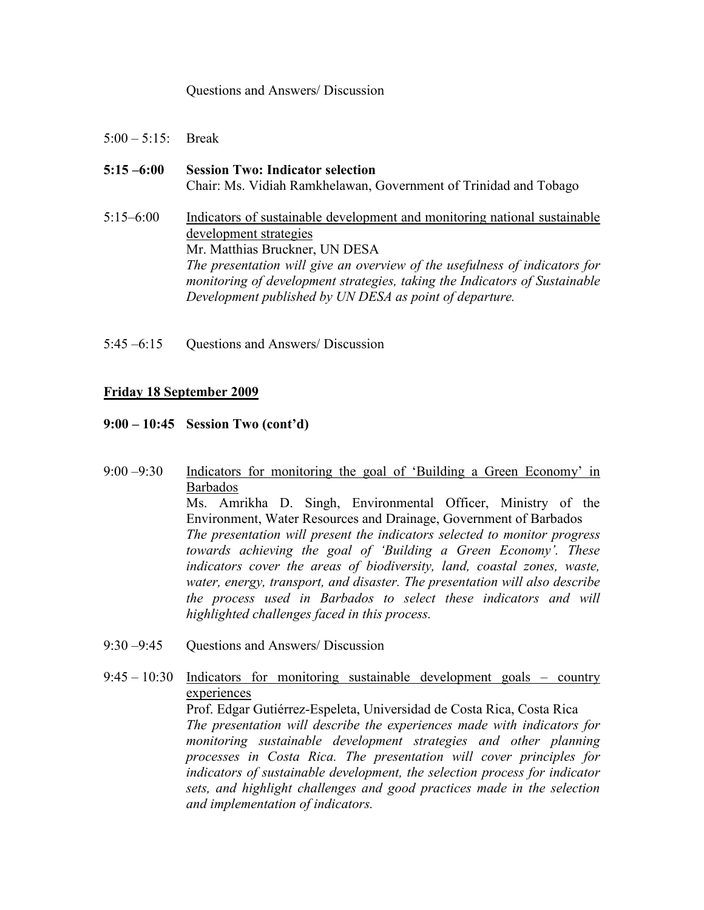Questions and Answers/ Discussion

5:00 – 5:15: Break

**5:15 –6:00 Session Two: Indicator selection**
Chair: Ms. Vidiah Ramkhelawan, Government of Trinidad and Tobago

5:15–6:00 Indicators of sustainable development and monitoring national sustainable development strategies
Mr. Matthias Bruckner, UN DESA
*The presentation will give an overview of the usefulness of indicators for monitoring of development strategies, taking the Indicators of Sustainable Development published by UN DESA as point of departure.*

5:45 –6:15 Questions and Answers/ Discussion

**Friday 18 September 2009**

**9:00 – 10:45 Session Two (cont'd)**

9:00 –9:30 Indicators for monitoring the goal of 'Building a Green Economy' in Barbados
Ms. Amrikha D. Singh, Environmental Officer, Ministry of the Environment, Water Resources and Drainage, Government of Barbados
*The presentation will present the indicators selected to monitor progress towards achieving the goal of 'Building a Green Economy'. These indicators cover the areas of biodiversity, land, coastal zones, waste, water, energy, transport, and disaster. The presentation will also describe the process used in Barbados to select these indicators and will highlighted challenges faced in this process.*

9:30 –9:45 Questions and Answers/ Discussion

9:45 – 10:30 Indicators for monitoring sustainable development goals – country experiences
Prof. Edgar Gutiérrez-Espeleta, Universidad de Costa Rica, Costa Rica
*The presentation will describe the experiences made with indicators for monitoring sustainable development strategies and other planning processes in Costa Rica. The presentation will cover principles for indicators of sustainable development, the selection process for indicator sets, and highlight challenges and good practices made in the selection and implementation of indicators.*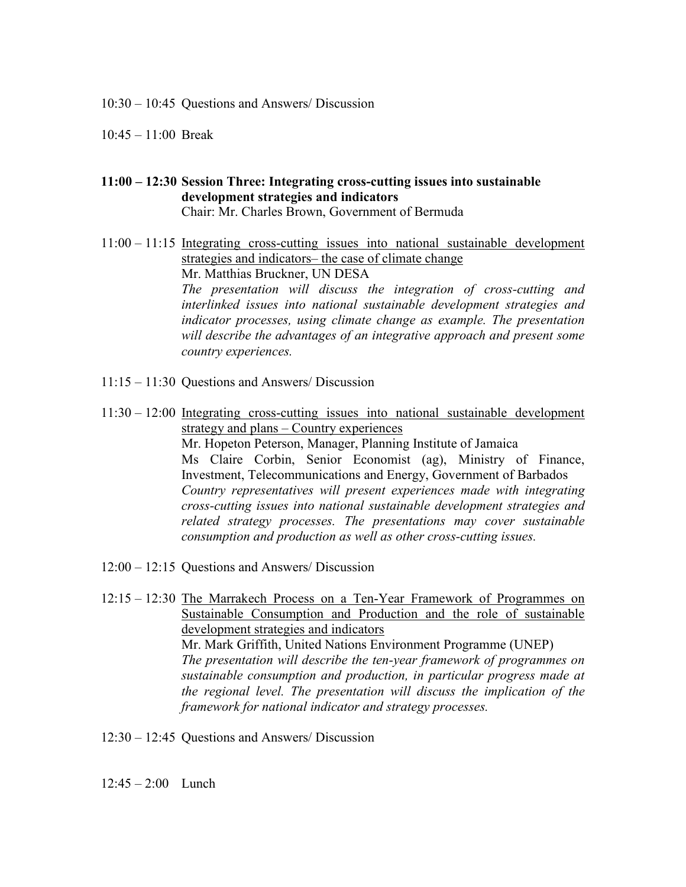10:30 – 10:45 Questions and Answers/ Discussion

10:45 – 11:00 Break

**11:00 – 12:30 Session Three: Integrating cross-cutting issues into sustainable development strategies and indicators**
Chair: Mr. Charles Brown, Government of Bermuda

11:00 – 11:15 <u>Integrating cross-cutting issues into national sustainable development strategies and indicators– the case of climate change</u>
Mr. Matthias Bruckner, UN DESA
*The presentation will discuss the integration of cross-cutting and interlinked issues into national sustainable development strategies and indicator processes, using climate change as example. The presentation will describe the advantages of an integrative approach and present some country experiences.*

11:15 – 11:30 Questions and Answers/ Discussion

11:30 – 12:00 <u>Integrating cross-cutting issues into national sustainable development strategy and plans – Country experiences</u>
Mr. Hopeton Peterson, Manager, Planning Institute of Jamaica
Ms Claire Corbin, Senior Economist (ag), Ministry of Finance, Investment, Telecommunications and Energy, Government of Barbados
*Country representatives will present experiences made with integrating cross-cutting issues into national sustainable development strategies and related strategy processes. The presentations may cover sustainable consumption and production as well as other cross-cutting issues.*

12:00 – 12:15 Questions and Answers/ Discussion

12:15 – 12:30 <u>The Marrakech Process on a Ten-Year Framework of Programmes on Sustainable Consumption and Production and the role of sustainable development strategies and indicators</u>
Mr. Mark Griffith, United Nations Environment Programme (UNEP)
*The presentation will describe the ten-year framework of programmes on sustainable consumption and production, in particular progress made at the regional level. The presentation will discuss the implication of the framework for national indicator and strategy processes.*

12:30 – 12:45 Questions and Answers/ Discussion

12:45 – 2:00 Lunch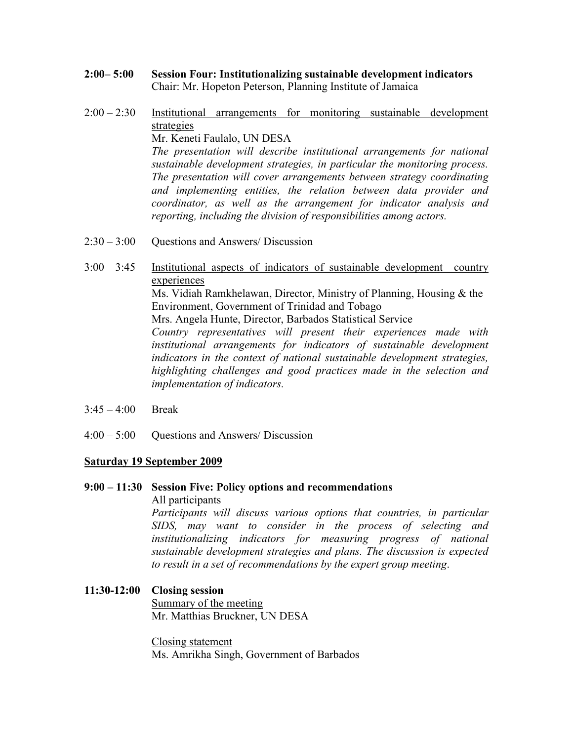**2:00– 5:00 Session Four: Institutionalizing sustainable development indicators**
Chair: Mr. Hopeton Peterson, Planning Institute of Jamaica

2:00 – 2:30 Institutional arrangements for monitoring sustainable development strategies
Mr. Keneti Faulalo, UN DESA
*The presentation will describe institutional arrangements for national sustainable development strategies, in particular the monitoring process. The presentation will cover arrangements between strategy coordinating and implementing entities, the relation between data provider and coordinator, as well as the arrangement for indicator analysis and reporting, including the division of responsibilities among actors.*

2:30 – 3:00 Questions and Answers/ Discussion

3:00 – 3:45 Institutional aspects of indicators of sustainable development– country experiences
Ms. Vidiah Ramkhelawan, Director, Ministry of Planning, Housing & the Environment, Government of Trinidad and Tobago
Mrs. Angela Hunte, Director, Barbados Statistical Service
*Country representatives will present their experiences made with institutional arrangements for indicators of sustainable development indicators in the context of national sustainable development strategies, highlighting challenges and good practices made in the selection and implementation of indicators.*

3:45 – 4:00 Break

4:00 – 5:00 Questions and Answers/ Discussion

**Saturday 19 September 2009**

**9:00 – 11:30 Session Five: Policy options and recommendations**
All participants
*Participants will discuss various options that countries, in particular SIDS, may want to consider in the process of selecting and institutionalizing indicators for measuring progress of national sustainable development strategies and plans. The discussion is expected to result in a set of recommendations by the expert group meeting*.

**11:30-12:00 Closing session**
Summary of the meeting
Mr. Matthias Bruckner, UN DESA

Closing statement
Ms. Amrikha Singh, Government of Barbados